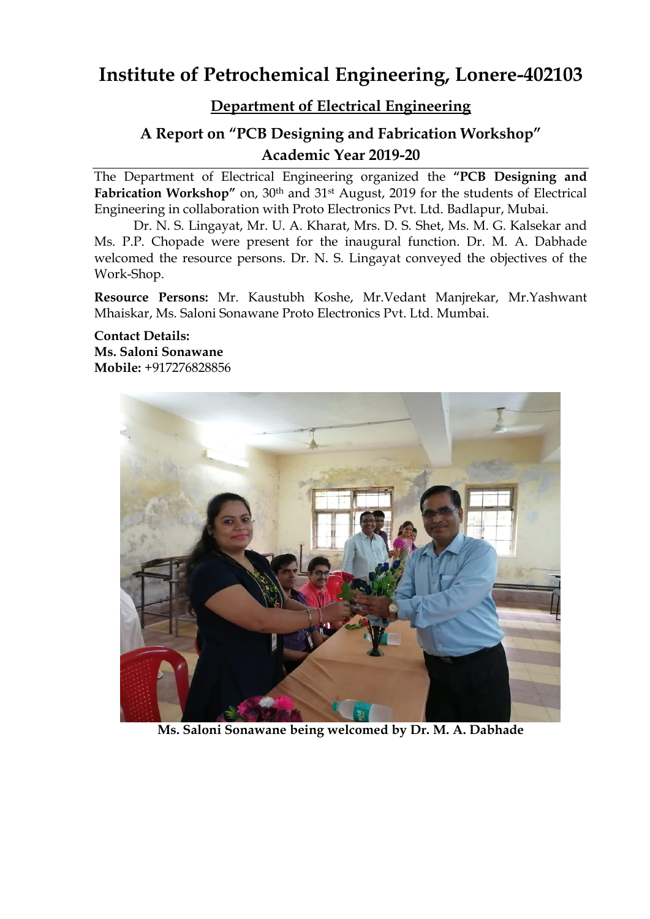# Institute of Petrochemical Engineering, Lonere-402103

## Department of Electrical Engineering

## A Report on "PCB Designing and Fabrication Workshop"
## Academic Year 2019-20

The Department of Electrical Engineering organized the **"PCB Designing and Fabrication Workshop"** on, 30th and 31st August, 2019 for the students of Electrical Engineering in collaboration with Proto Electronics Pvt. Ltd. Badlapur, Mubai.

Dr. N. S. Lingayat, Mr. U. A. Kharat, Mrs. D. S. Shet, Ms. M. G. Kalsekar and Ms. P.P. Chopade were present for the inaugural function. Dr. M. A. Dabhade welcomed the resource persons. Dr. N. S. Lingayat conveyed the objectives of the Work-Shop.

**Resource Persons:** Mr. Kaustubh Koshe, Mr.Vedant Manjrekar, Mr.Yashwant Mhaiskar, Ms. Saloni Sonawane Proto Electronics Pvt. Ltd. Mumbai.

**Contact Details:**
**Ms. Saloni Sonawane**
**Mobile:** +917276828856

**Ms. Saloni Sonawane being welcomed by Dr. M. A. Dabhade**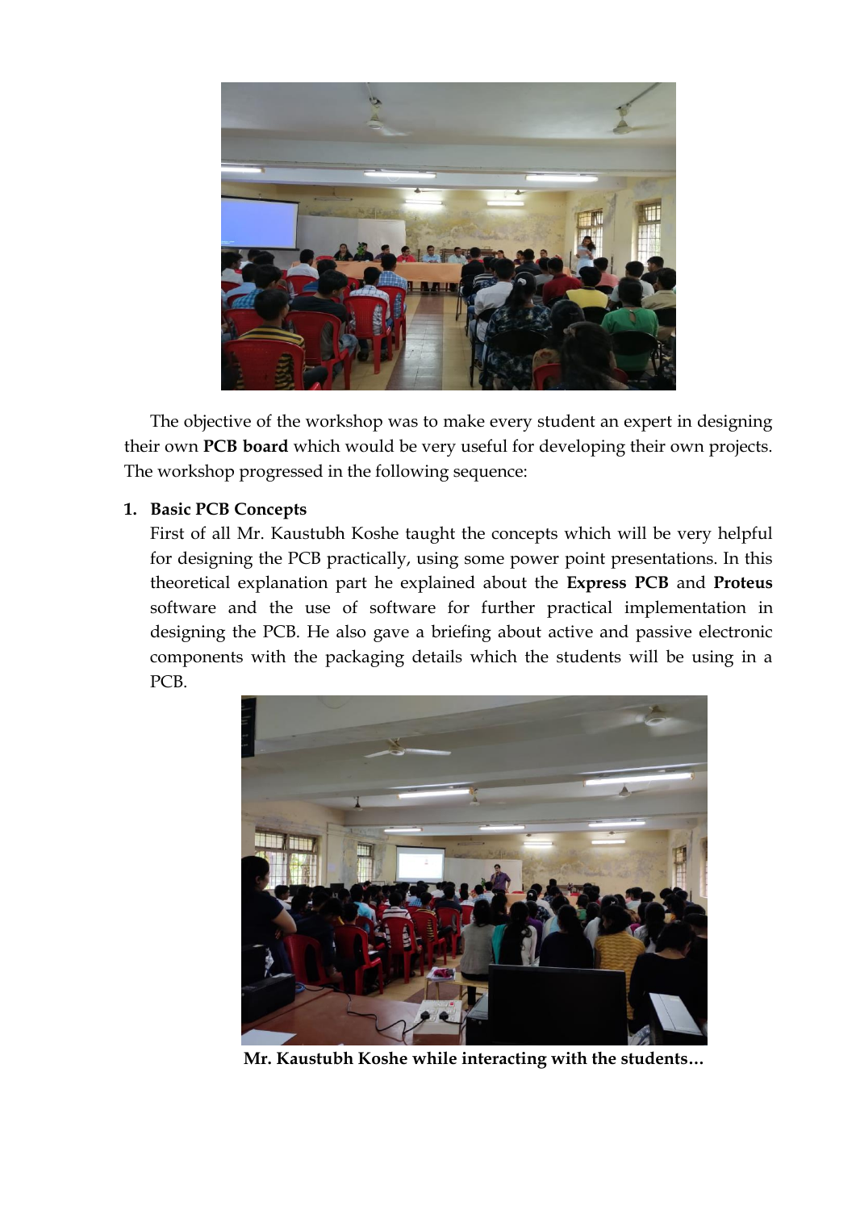The objective of the workshop was to make every student an expert in designing their own **PCB board** which would be very useful for developing their own projects. The workshop progressed in the following sequence:

1. **Basic PCB Concepts**

   First of all Mr. Kaustubh Koshe taught the concepts which will be very helpful for designing the PCB practically, using some power point presentations. In this theoretical explanation part he explained about the **Express PCB** and **Proteus** software and the use of software for further practical implementation in designing the PCB. He also gave a briefing about active and passive electronic components with the packaging details which the students will be using in a PCB.

**Mr. Kaustubh Koshe while interacting with the students…**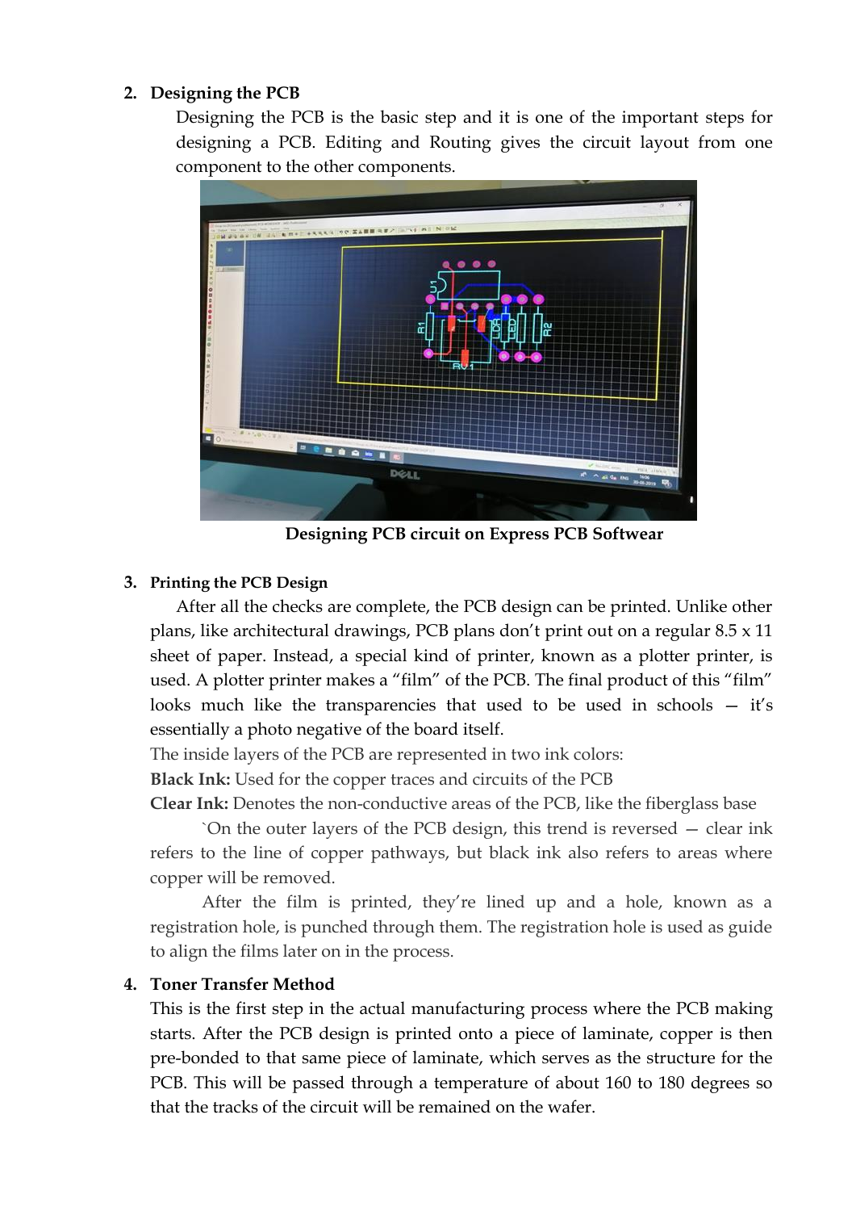## 2. Designing the PCB

Designing the PCB is the basic step and it is one of the important steps for designing a PCB. Editing and Routing gives the circuit layout from one component to the other components.

**Designing PCB circuit on Express PCB Softwear**

## 3. Printing the PCB Design

After all the checks are complete, the PCB design can be printed. Unlike other plans, like architectural drawings, PCB plans don't print out on a regular 8.5 x 11 sheet of paper. Instead, a special kind of printer, known as a plotter printer, is used. A plotter printer makes a "film" of the PCB. The final product of this "film" looks much like the transparencies that used to be used in schools — it's essentially a photo negative of the board itself.

The inside layers of the PCB are represented in two ink colors:

**Black Ink:** Used for the copper traces and circuits of the PCB

**Clear Ink:** Denotes the non-conductive areas of the PCB, like the fiberglass base

`On the outer layers of the PCB design, this trend is reversed — clear ink refers to the line of copper pathways, but black ink also refers to areas where copper will be removed.

After the film is printed, they're lined up and a hole, known as a registration hole, is punched through them. The registration hole is used as guide to align the films later on in the process.

## 4. Toner Transfer Method

This is the first step in the actual manufacturing process where the PCB making starts. After the PCB design is printed onto a piece of laminate, copper is then pre-bonded to that same piece of laminate, which serves as the structure for the PCB. This will be passed through a temperature of about 160 to 180 degrees so that the tracks of the circuit will be remained on the wafer.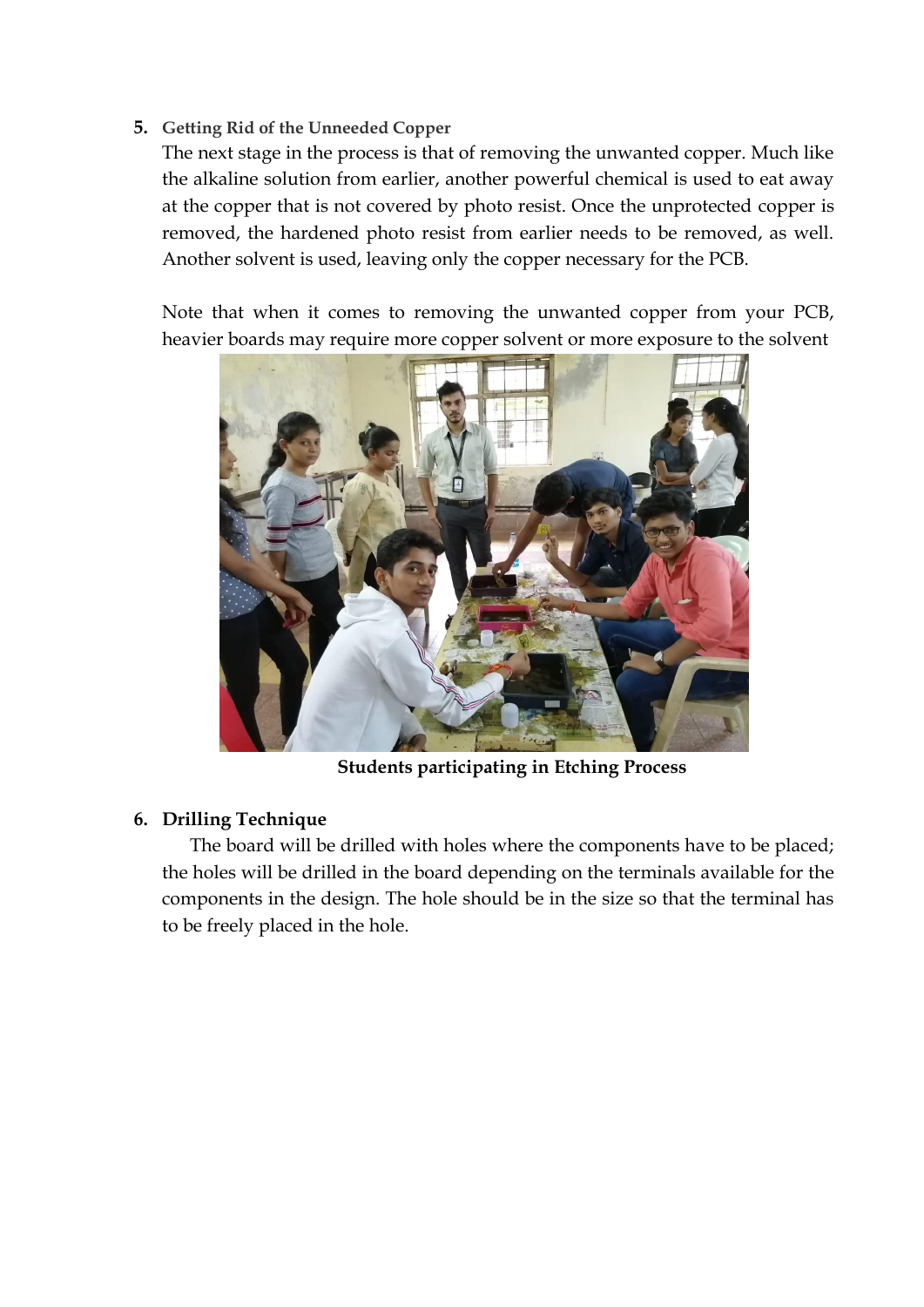5. **Getting Rid of the Unneeded Copper**

   The next stage in the process is that of removing the unwanted copper. Much like the alkaline solution from earlier, another powerful chemical is used to eat away at the copper that is not covered by photo resist. Once the unprotected copper is removed, the hardened photo resist from earlier needs to be removed, as well. Another solvent is used, leaving only the copper necessary for the PCB.

   Note that when it comes to removing the unwanted copper from your PCB, heavier boards may require more copper solvent or more exposure to the solvent

**Students participating in Etching Process**

6. **Drilling Technique**

   The board will be drilled with holes where the components have to be placed; the holes will be drilled in the board depending on the terminals available for the components in the design. The hole should be in the size so that the terminal has to be freely placed in the hole.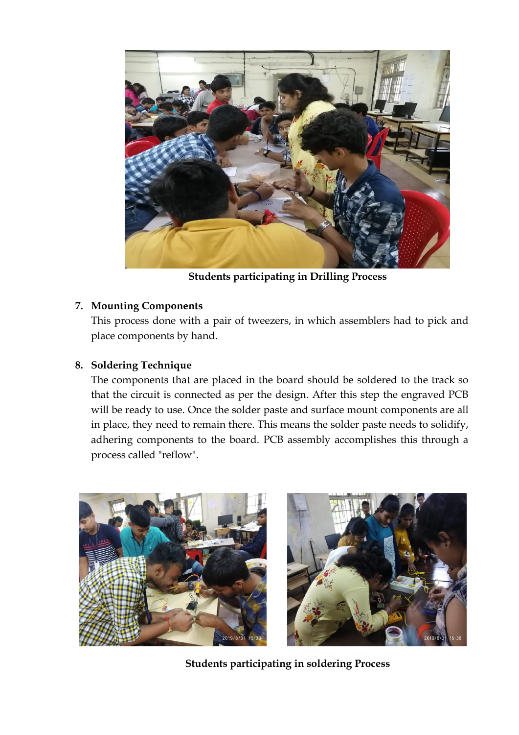Students participating in Drilling Process

7. **Mounting Components**

   This process done with a pair of tweezers, in which assemblers had to pick and place components by hand.

8. **Soldering Technique**

   The components that are placed in the board should be soldered to the track so that the circuit is connected as per the design. After this step the engraved PCB will be ready to use. Once the solder paste and surface mount components are all in place, they need to remain there. This means the solder paste needs to solidify, adhering components to the board. PCB assembly accomplishes this through a process called "reflow".

Students participating in soldering Process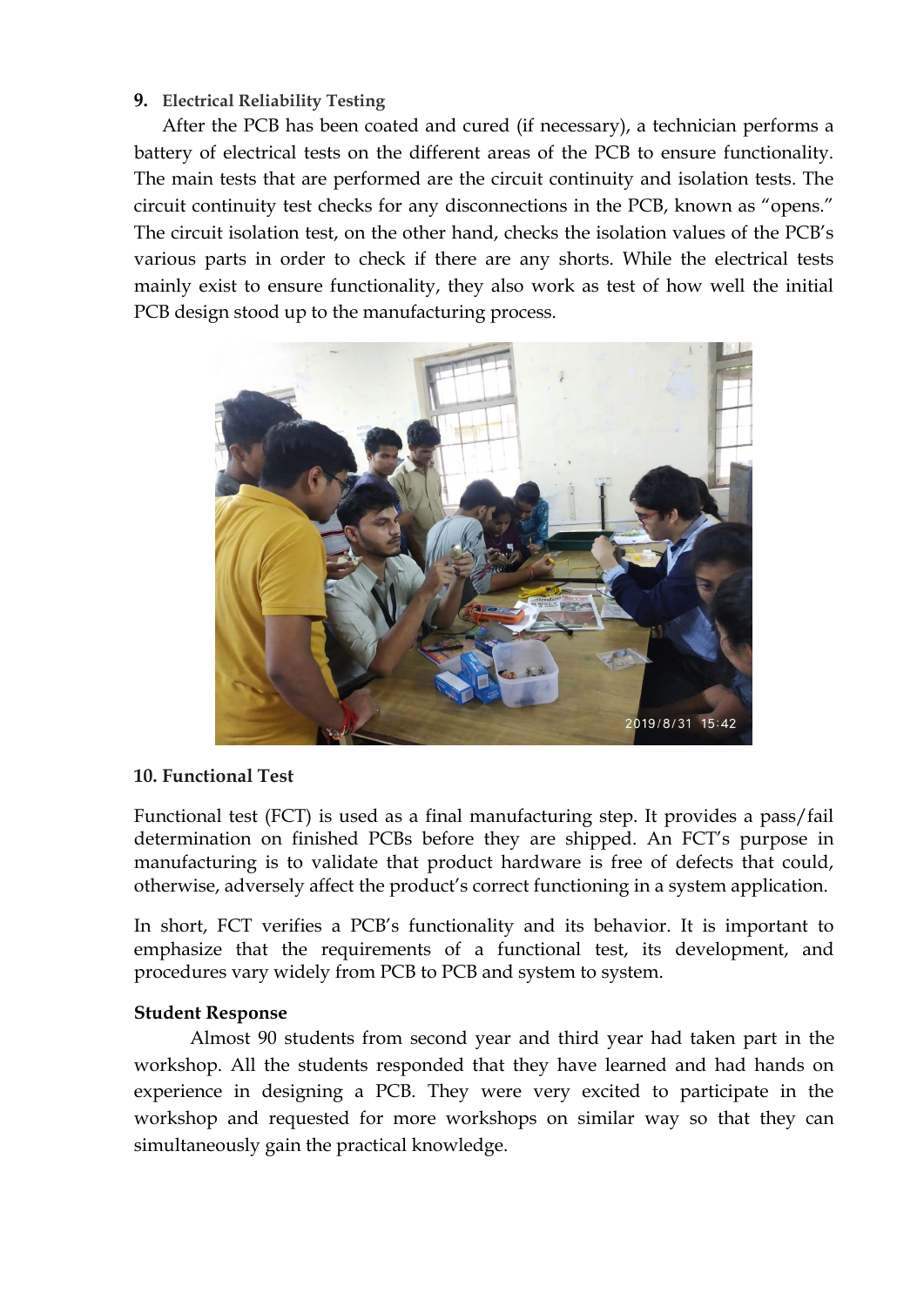**9. Electrical Reliability Testing**

After the PCB has been coated and cured (if necessary), a technician performs a battery of electrical tests on the different areas of the PCB to ensure functionality. The main tests that are performed are the circuit continuity and isolation tests. The circuit continuity test checks for any disconnections in the PCB, known as "opens." The circuit isolation test, on the other hand, checks the isolation values of the PCB's various parts in order to check if there are any shorts. While the electrical tests mainly exist to ensure functionality, they also work as test of how well the initial PCB design stood up to the manufacturing process.

**10. Functional Test**

Functional test (FCT) is used as a final manufacturing step. It provides a pass/fail determination on finished PCBs before they are shipped. An FCT's purpose in manufacturing is to validate that product hardware is free of defects that could, otherwise, adversely affect the product's correct functioning in a system application.

In short, FCT verifies a PCB's functionality and its behavior. It is important to emphasize that the requirements of a functional test, its development, and procedures vary widely from PCB to PCB and system to system.

**Student Response**

Almost 90 students from second year and third year had taken part in the workshop. All the students responded that they have learned and had hands on experience in designing a PCB. They were very excited to participate in the workshop and requested for more workshops on similar way so that they can simultaneously gain the practical knowledge.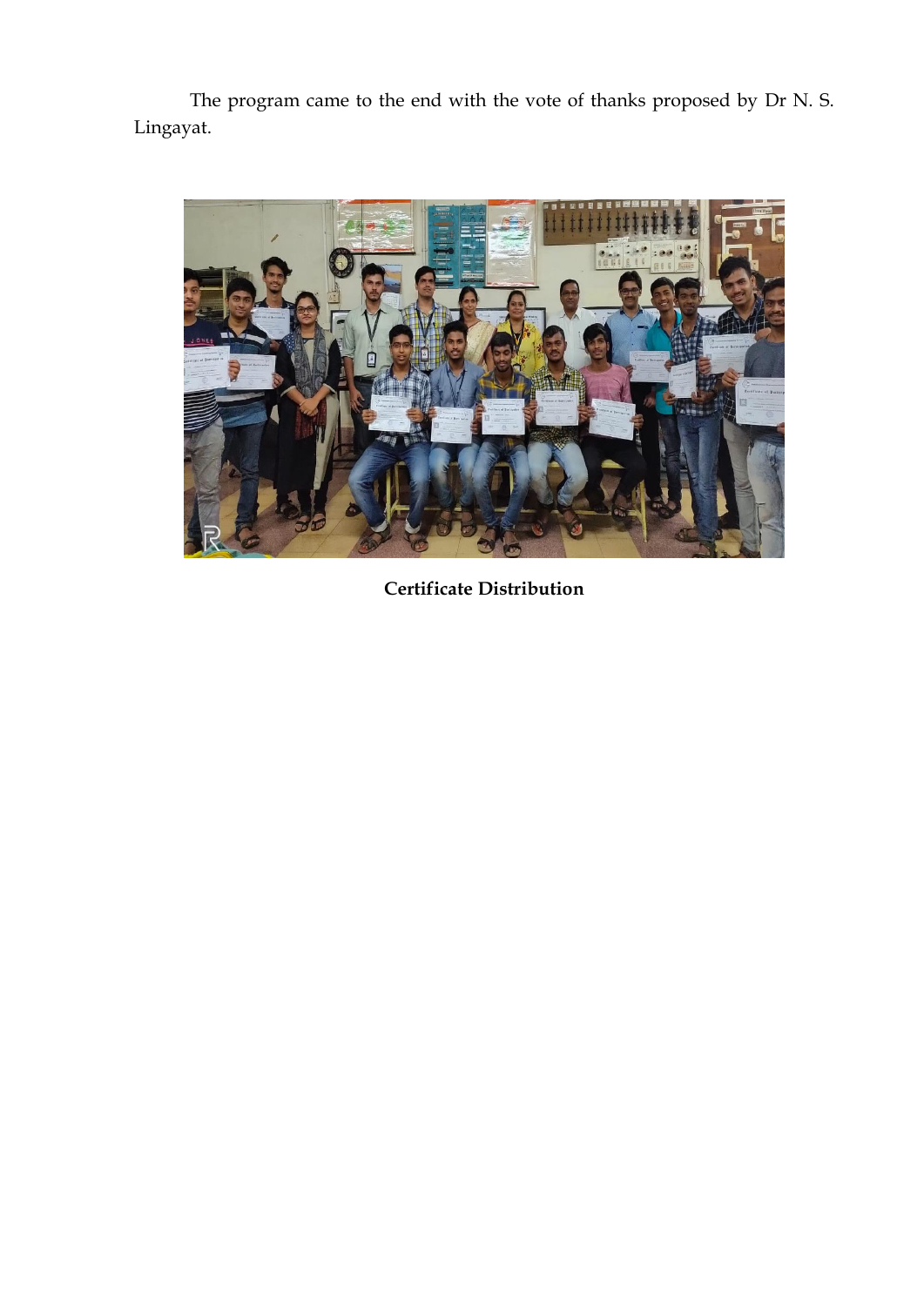The program came to the end with the vote of thanks proposed by Dr N. S. Lingayat.

**Certificate Distribution**